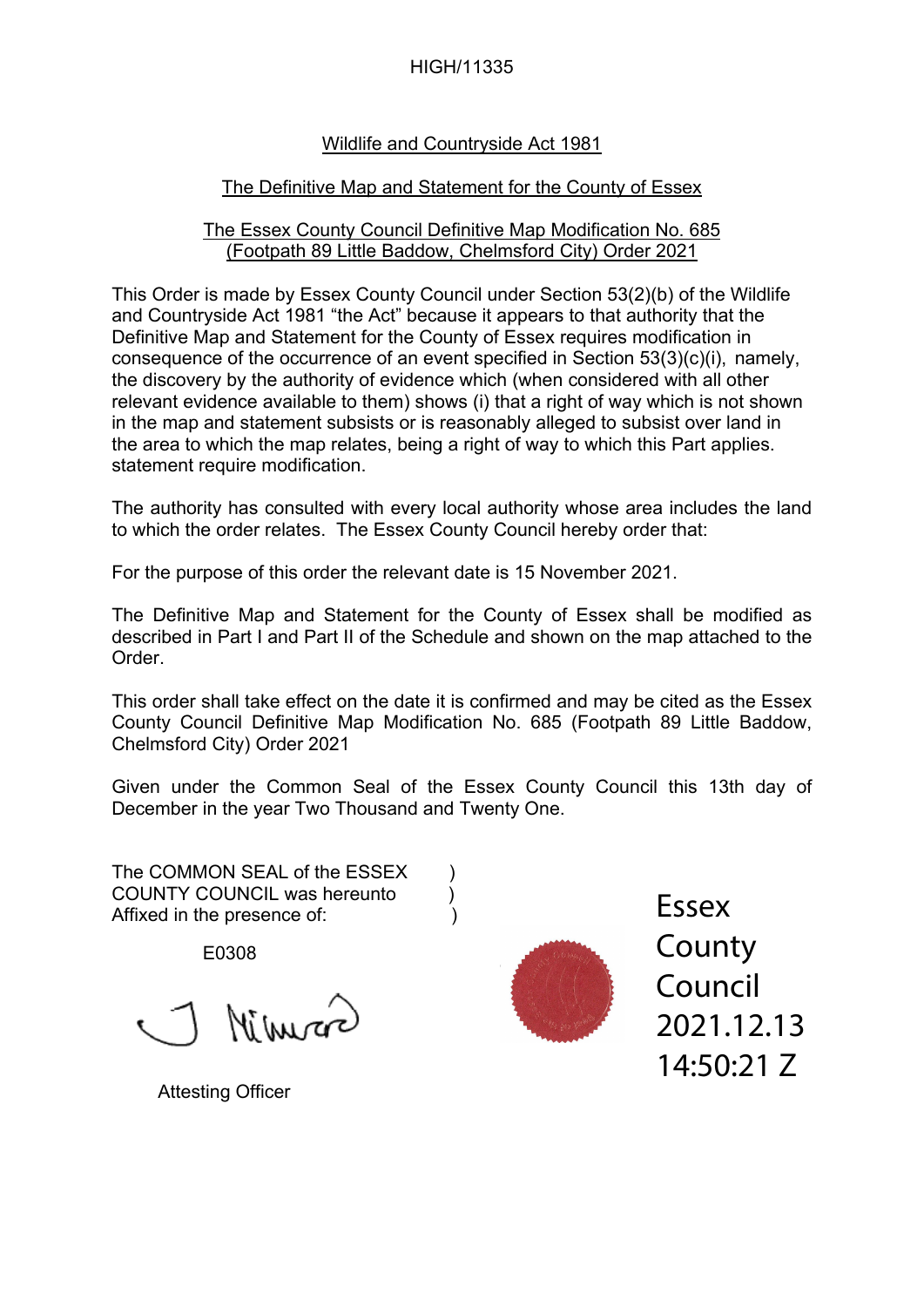HIGH/11335

Wildlife and Countryside Act 1981

The Definitive Map and Statement for the County of Essex

The Essex County Council Definitive Map Modification No. 685
(Footpath 89 Little Baddow, Chelmsford City) Order 2021

This Order is made by Essex County Council under Section 53(2)(b) of the Wildlife and Countryside Act 1981 "the Act" because it appears to that authority that the Definitive Map and Statement for the County of Essex requires modification in consequence of the occurrence of an event specified in Section 53(3)(c)(i), namely, the discovery by the authority of evidence which (when considered with all other relevant evidence available to them) shows (i) that a right of way which is not shown in the map and statement subsists or is reasonably alleged to subsist over land in the area to which the map relates, being a right of way to which this Part applies. statement require modification.

The authority has consulted with every local authority whose area includes the land to which the order relates. The Essex County Council hereby order that:

For the purpose of this order the relevant date is 15 November 2021.

The Definitive Map and Statement for the County of Essex shall be modified as described in Part I and Part II of the Schedule and shown on the map attached to the Order.

This order shall take effect on the date it is confirmed and may be cited as the Essex County Council Definitive Map Modification No. 685 (Footpath 89 Little Baddow, Chelmsford City) Order 2021

Given under the Common Seal of the Essex County Council this 13th day of December in the year Two Thousand and Twenty One.

The COMMON SEAL of the ESSEX )
COUNTY COUNCIL was hereunto )
Affixed in the presence of: )

E0308

Essex County Council 2021.12.13 14:50:21 Z

Attesting Officer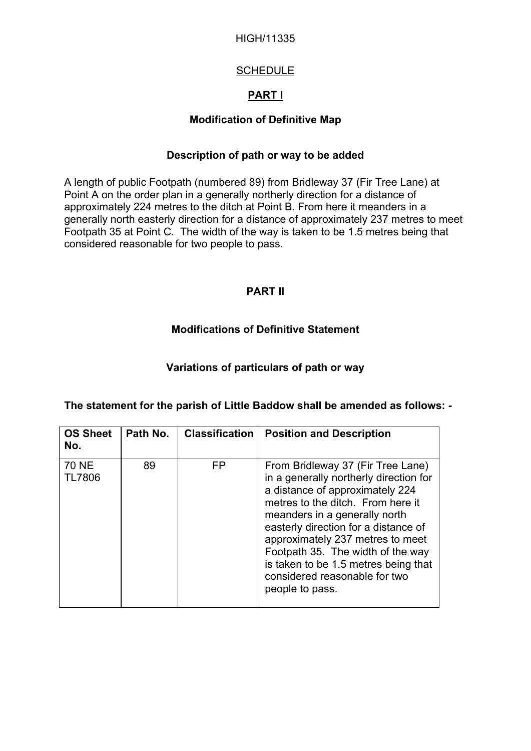HIGH/11335

## SCHEDULE

## PART I

### Modification of Definitive Map

### Description of path or way to be added

A length of public Footpath (numbered 89) from Bridleway 37 (Fir Tree Lane) at Point A on the order plan in a generally northerly direction for a distance of approximately 224 metres to the ditch at Point B. From here it meanders in a generally north easterly direction for a distance of approximately 237 metres to meet Footpath 35 at Point C. The width of the way is taken to be 1.5 metres being that considered reasonable for two people to pass.

## PART II

### Modifications of Definitive Statement

### Variations of particulars of path or way

**The statement for the parish of Little Baddow shall be amended as follows: -**

| OS Sheet No. | Path No. | Classification | Position and Description |
|---|---|---|---|
| 70 NE TL7806 | 89 | FP | From Bridleway 37 (Fir Tree Lane) in a generally northerly direction for a distance of approximately 224 metres to the ditch. From here it meanders in a generally north easterly direction for a distance of approximately 237 metres to meet Footpath 35. The width of the way is taken to be 1.5 metres being that considered reasonable for two people to pass. |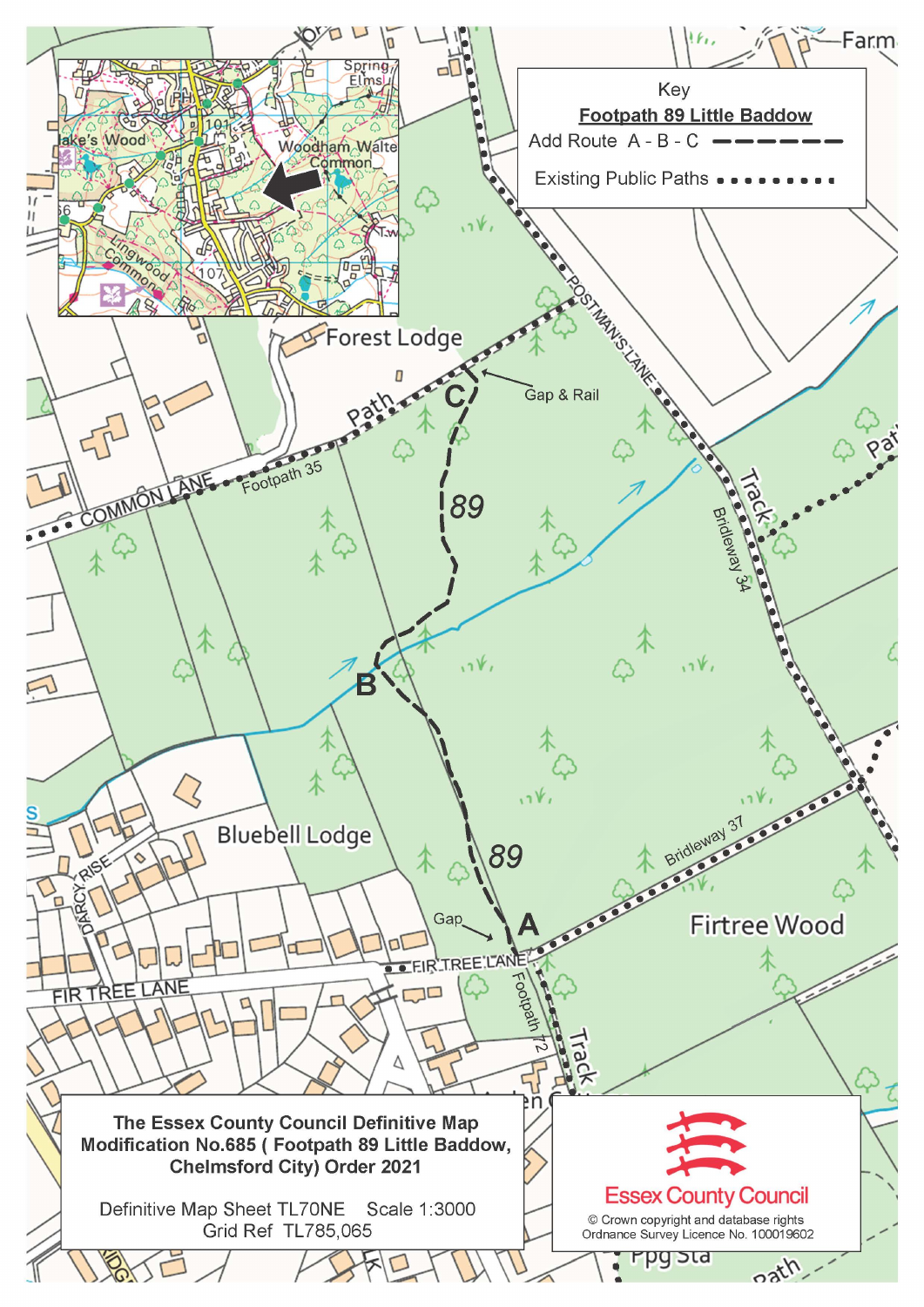Key

**Footpath 89 Little Baddow**

Add Route A - B - C

Existing Public Paths

Farm

Forest Lodge

Gap & Rail

C

Path

POSTMAN'S LANE

COMMON LANE

Footpath 35

89

Track

Bridleway 34

Path

B

Bluebell Lodge

89

Bridleway 37

DARCY RISE

Gap

A

Firtree Wood

FIR TREE LANE

FIR TREE LANE

Footpath 72

Track

Spring Elms

Blake's Wood

Woodham Walter Common

Lingwood Common

**The Essex County Council Definitive Map Modification No.685 ( Footpath 89 Little Baddow, Chelmsford City) Order 2021**

Definitive Map Sheet TL70NE Scale 1:3000

Grid Ref TL785,065

Essex County Council

© Crown copyright and database rights Ordnance Survey Licence No. 100019602